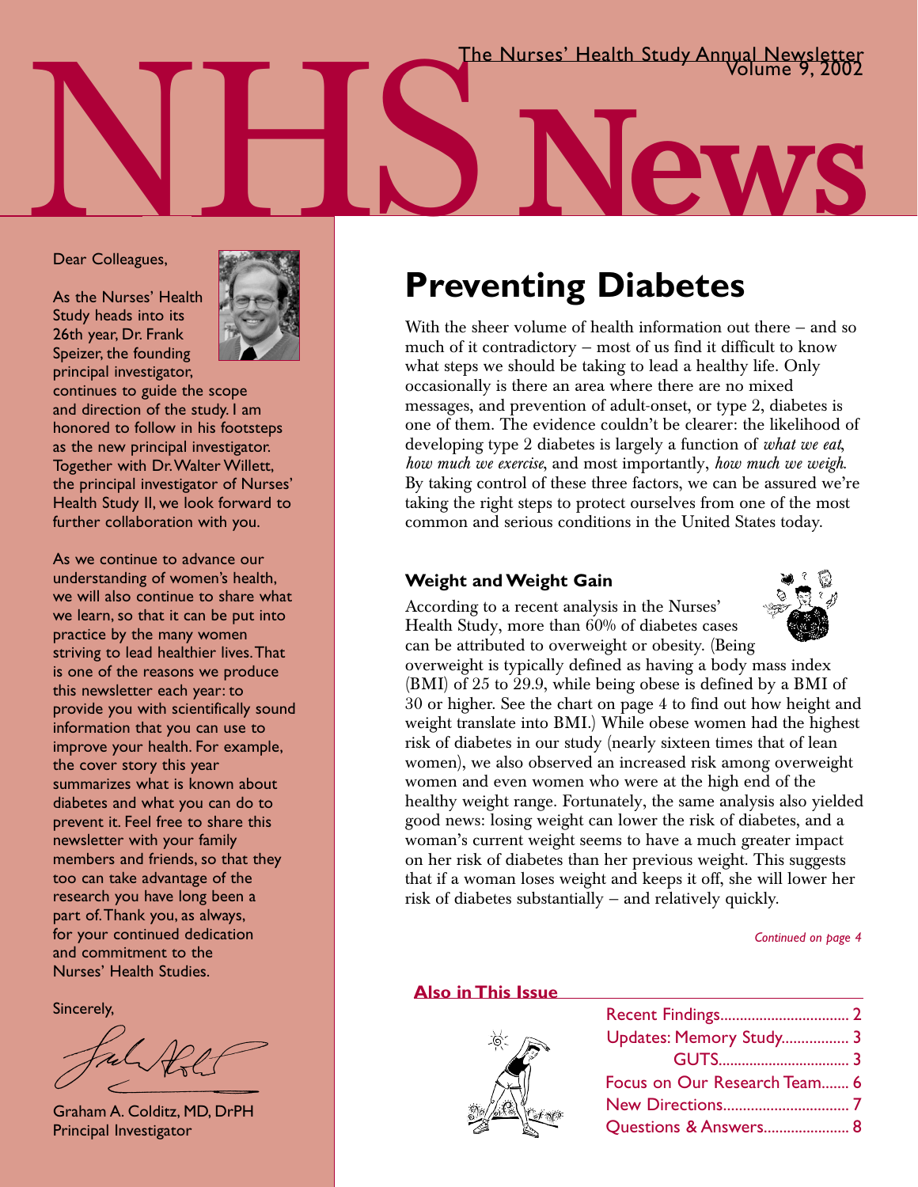# NHS News

The Nurses' Health Study Annual Newsletter
Volume 9, 2002

Dear Colleagues,

As the Nurses' Health Study heads into its 26th year, Dr. Frank Speizer, the founding principal investigator, continues to guide the scope and direction of the study. I am honored to follow in his footsteps as the new principal investigator. Together with Dr. Walter Willett, the principal investigator of Nurses' Health Study II, we look forward to further collaboration with you.

As we continue to advance our understanding of women's health, we will also continue to share what we learn, so that it can be put into practice by the many women striving to lead healthier lives. That is one of the reasons we produce this newsletter each year: to provide you with scientifically sound information that you can use to improve your health. For example, the cover story this year summarizes what is known about diabetes and what you can do to prevent it. Feel free to share this newsletter with your family members and friends, so that they too can take advantage of the research you have long been a part of. Thank you, as always, for your continued dedication and commitment to the Nurses' Health Studies.

Sincerely,

Graham A. Colditz, MD, DrPH
Principal Investigator

## Preventing Diabetes

With the sheer volume of health information out there – and so much of it contradictory – most of us find it difficult to know what steps we should be taking to lead a healthy life. Only occasionally is there an area where there are no mixed messages, and prevention of adult-onset, or type 2, diabetes is one of them. The evidence couldn't be clearer: the likelihood of developing type 2 diabetes is largely a function of *what we eat*, *how much we exercise*, and most importantly, *how much we weigh*. By taking control of these three factors, we can be assured we're taking the right steps to protect ourselves from one of the most common and serious conditions in the United States today.

### Weight and Weight Gain

According to a recent analysis in the Nurses' Health Study, more than 60% of diabetes cases can be attributed to overweight or obesity. (Being overweight is typically defined as having a body mass index (BMI) of 25 to 29.9, while being obese is defined by a BMI of 30 or higher. See the chart on page 4 to find out how height and weight translate into BMI.) While obese women had the highest risk of diabetes in our study (nearly sixteen times that of lean women), we also observed an increased risk among overweight women and even women who were at the high end of the healthy weight range. Fortunately, the same analysis also yielded good news: losing weight can lower the risk of diabetes, and a woman's current weight seems to have a much greater impact on her risk of diabetes than her previous weight. This suggests that if a woman loses weight and keeps it off, she will lower her risk of diabetes substantially – and relatively quickly.

*Continued on page 4*

### Also in This Issue

- Recent Findings ........ 2
- Updates: Memory Study ........ 3
- GUTS ........ 3
- Focus on Our Research Team ........ 6
- New Directions ........ 7
- Questions & Answers ........ 8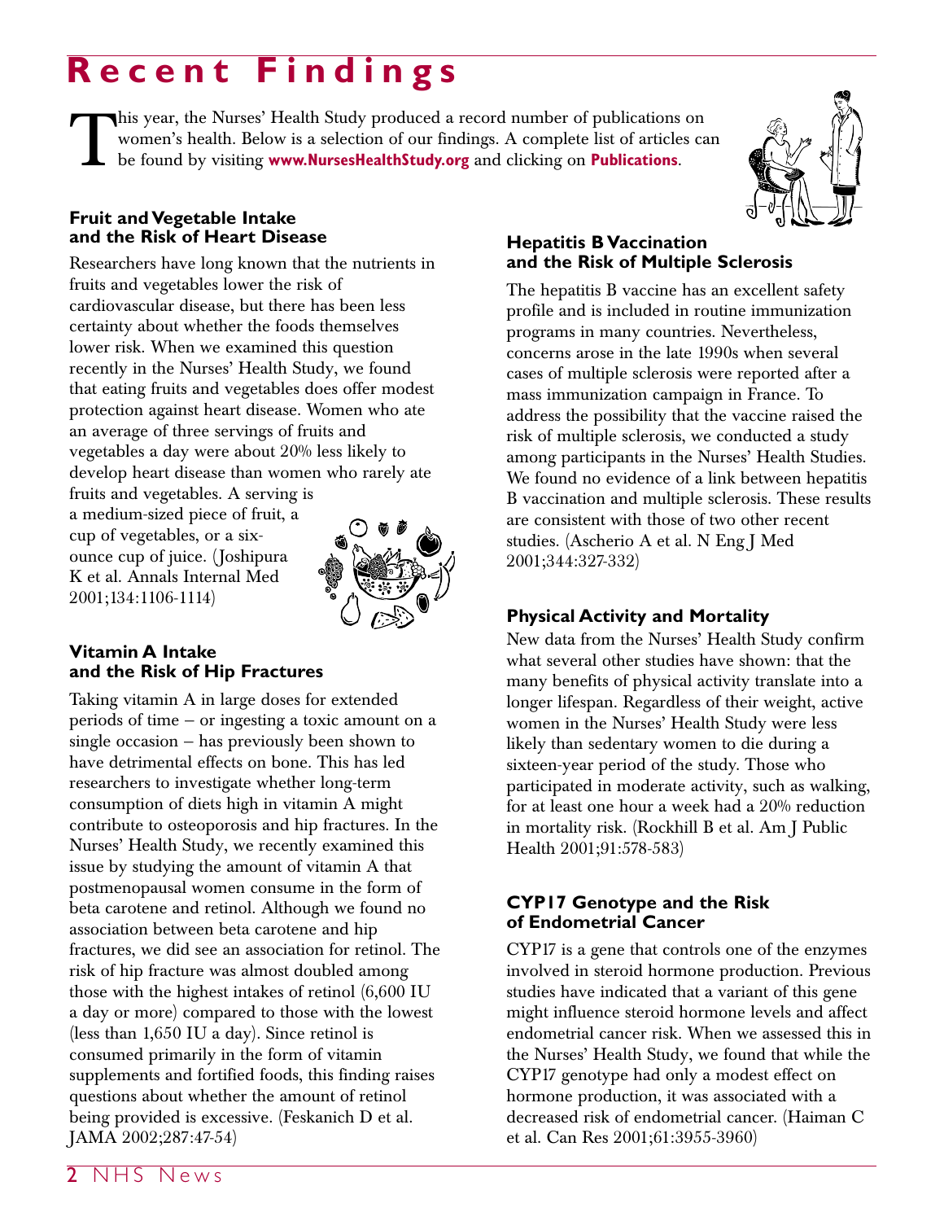# Recent Findings

This year, the Nurses' Health Study produced a record number of publications on women's health. Below is a selection of our findings. A complete list of articles can be found by visiting **www.NursesHealthStudy.org** and clicking on **Publications**.

### Fruit and Vegetable Intake and the Risk of Heart Disease

Researchers have long known that the nutrients in fruits and vegetables lower the risk of cardiovascular disease, but there has been less certainty about whether the foods themselves lower risk. When we examined this question recently in the Nurses' Health Study, we found that eating fruits and vegetables does offer modest protection against heart disease. Women who ate an average of three servings of fruits and vegetables a day were about 20% less likely to develop heart disease than women who rarely ate fruits and vegetables. A serving is a medium-sized piece of fruit, a cup of vegetables, or a six-ounce cup of juice. (Joshipura K et al. Annals Internal Med 2001;134:1106-1114)

### Vitamin A Intake and the Risk of Hip Fractures

Taking vitamin A in large doses for extended periods of time – or ingesting a toxic amount on a single occasion – has previously been shown to have detrimental effects on bone. This has led researchers to investigate whether long-term consumption of diets high in vitamin A might contribute to osteoporosis and hip fractures. In the Nurses' Health Study, we recently examined this issue by studying the amount of vitamin A that postmenopausal women consume in the form of beta carotene and retinol. Although we found no association between beta carotene and hip fractures, we did see an association for retinol. The risk of hip fracture was almost doubled among those with the highest intakes of retinol (6,600 IU a day or more) compared to those with the lowest (less than 1,650 IU a day). Since retinol is consumed primarily in the form of vitamin supplements and fortified foods, this finding raises questions about whether the amount of retinol being provided is excessive. (Feskanich D et al. JAMA 2002;287:47-54)

### Hepatitis B Vaccination and the Risk of Multiple Sclerosis

The hepatitis B vaccine has an excellent safety profile and is included in routine immunization programs in many countries. Nevertheless, concerns arose in the late 1990s when several cases of multiple sclerosis were reported after a mass immunization campaign in France. To address the possibility that the vaccine raised the risk of multiple sclerosis, we conducted a study among participants in the Nurses' Health Studies. We found no evidence of a link between hepatitis B vaccination and multiple sclerosis. These results are consistent with those of two other recent studies. (Ascherio A et al. N Eng J Med 2001;344:327-332)

### Physical Activity and Mortality

New data from the Nurses' Health Study confirm what several other studies have shown: that the many benefits of physical activity translate into a longer lifespan. Regardless of their weight, active women in the Nurses' Health Study were less likely than sedentary women to die during a sixteen-year period of the study. Those who participated in moderate activity, such as walking, for at least one hour a week had a 20% reduction in mortality risk. (Rockhill B et al. Am J Public Health 2001;91:578-583)

### CYP17 Genotype and the Risk of Endometrial Cancer

CYP17 is a gene that controls one of the enzymes involved in steroid hormone production. Previous studies have indicated that a variant of this gene might influence steroid hormone levels and affect endometrial cancer risk. When we assessed this in the Nurses' Health Study, we found that while the CYP17 genotype had only a modest effect on hormone production, it was associated with a decreased risk of endometrial cancer. (Haiman C et al. Can Res 2001;61:3955-3960)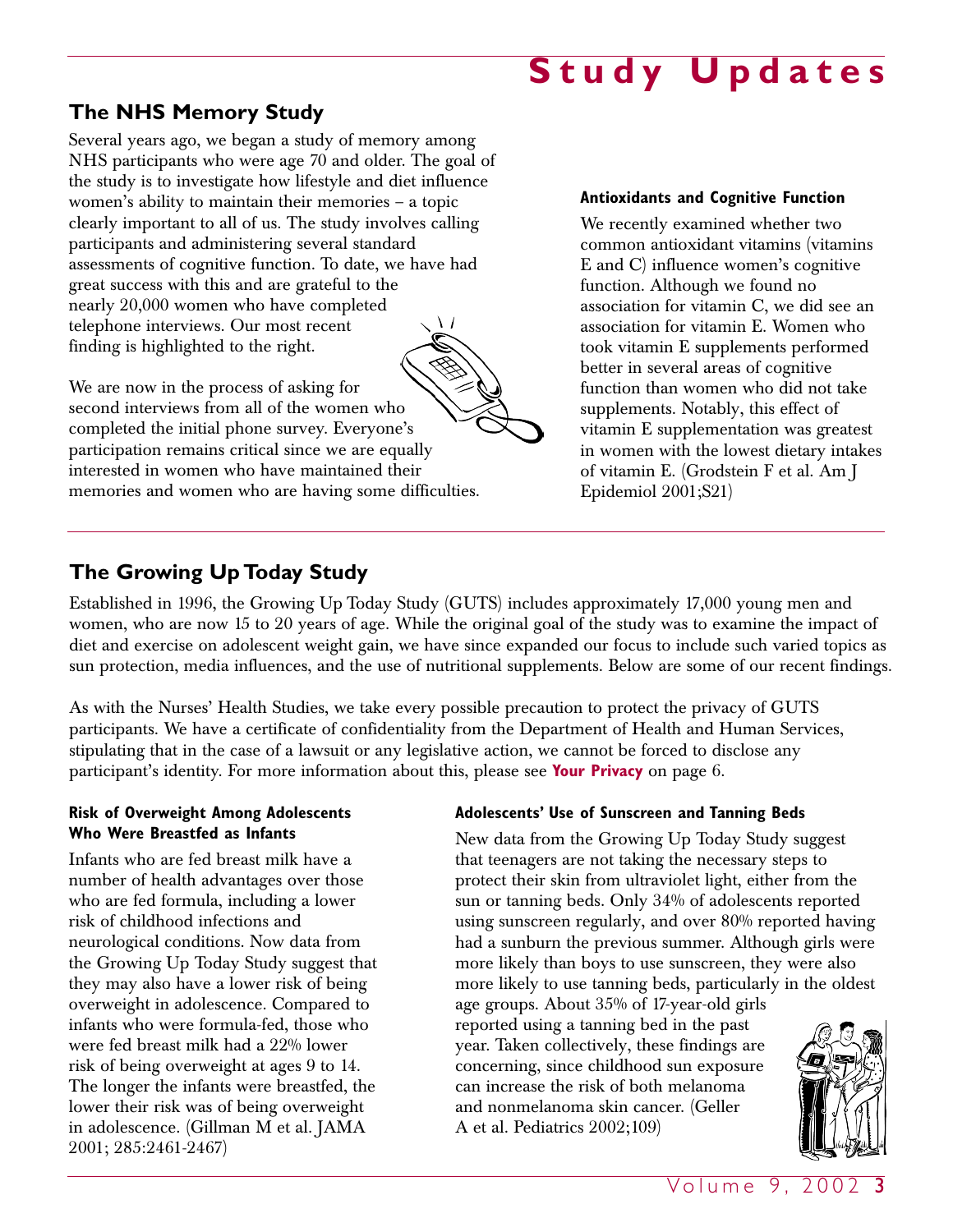# Study Updates

## The NHS Memory Study

Several years ago, we began a study of memory among NHS participants who were age 70 and older. The goal of the study is to investigate how lifestyle and diet influence women's ability to maintain their memories – a topic clearly important to all of us. The study involves calling participants and administering several standard assessments of cognitive function. To date, we have had great success with this and are grateful to the nearly 20,000 women who have completed telephone interviews. Our most recent finding is highlighted to the right.

We are now in the process of asking for second interviews from all of the women who completed the initial phone survey. Everyone's participation remains critical since we are equally interested in women who have maintained their memories and women who are having some difficulties.

#### Antioxidants and Cognitive Function

We recently examined whether two common antioxidant vitamins (vitamins E and C) influence women's cognitive function. Although we found no association for vitamin C, we did see an association for vitamin E. Women who took vitamin E supplements performed better in several areas of cognitive function than women who did not take supplements. Notably, this effect of vitamin E supplementation was greatest in women with the lowest dietary intakes of vitamin E. (Grodstein F et al. Am J Epidemiol 2001;S21)

## The Growing Up Today Study

Established in 1996, the Growing Up Today Study (GUTS) includes approximately 17,000 young men and women, who are now 15 to 20 years of age. While the original goal of the study was to examine the impact of diet and exercise on adolescent weight gain, we have since expanded our focus to include such varied topics as sun protection, media influences, and the use of nutritional supplements. Below are some of our recent findings.

As with the Nurses' Health Studies, we take every possible precaution to protect the privacy of GUTS participants. We have a certificate of confidentiality from the Department of Health and Human Services, stipulating that in the case of a lawsuit or any legislative action, we cannot be forced to disclose any participant's identity. For more information about this, please see **Your Privacy** on page 6.

#### Risk of Overweight Among Adolescents Who Were Breastfed as Infants

Infants who are fed breast milk have a number of health advantages over those who are fed formula, including a lower risk of childhood infections and neurological conditions. Now data from the Growing Up Today Study suggest that they may also have a lower risk of being overweight in adolescence. Compared to infants who were formula-fed, those who were fed breast milk had a 22% lower risk of being overweight at ages 9 to 14. The longer the infants were breastfed, the lower their risk was of being overweight in adolescence. (Gillman M et al. JAMA 2001; 285:2461-2467)

#### Adolescents' Use of Sunscreen and Tanning Beds

New data from the Growing Up Today Study suggest that teenagers are not taking the necessary steps to protect their skin from ultraviolet light, either from the sun or tanning beds. Only 34% of adolescents reported using sunscreen regularly, and over 80% reported having had a sunburn the previous summer. Although girls were more likely than boys to use sunscreen, they were also more likely to use tanning beds, particularly in the oldest age groups. About 35% of 17-year-old girls reported using a tanning bed in the past year. Taken collectively, these findings are concerning, since childhood sun exposure can increase the risk of both melanoma and nonmelanoma skin cancer. (Geller A et al. Pediatrics 2002;109)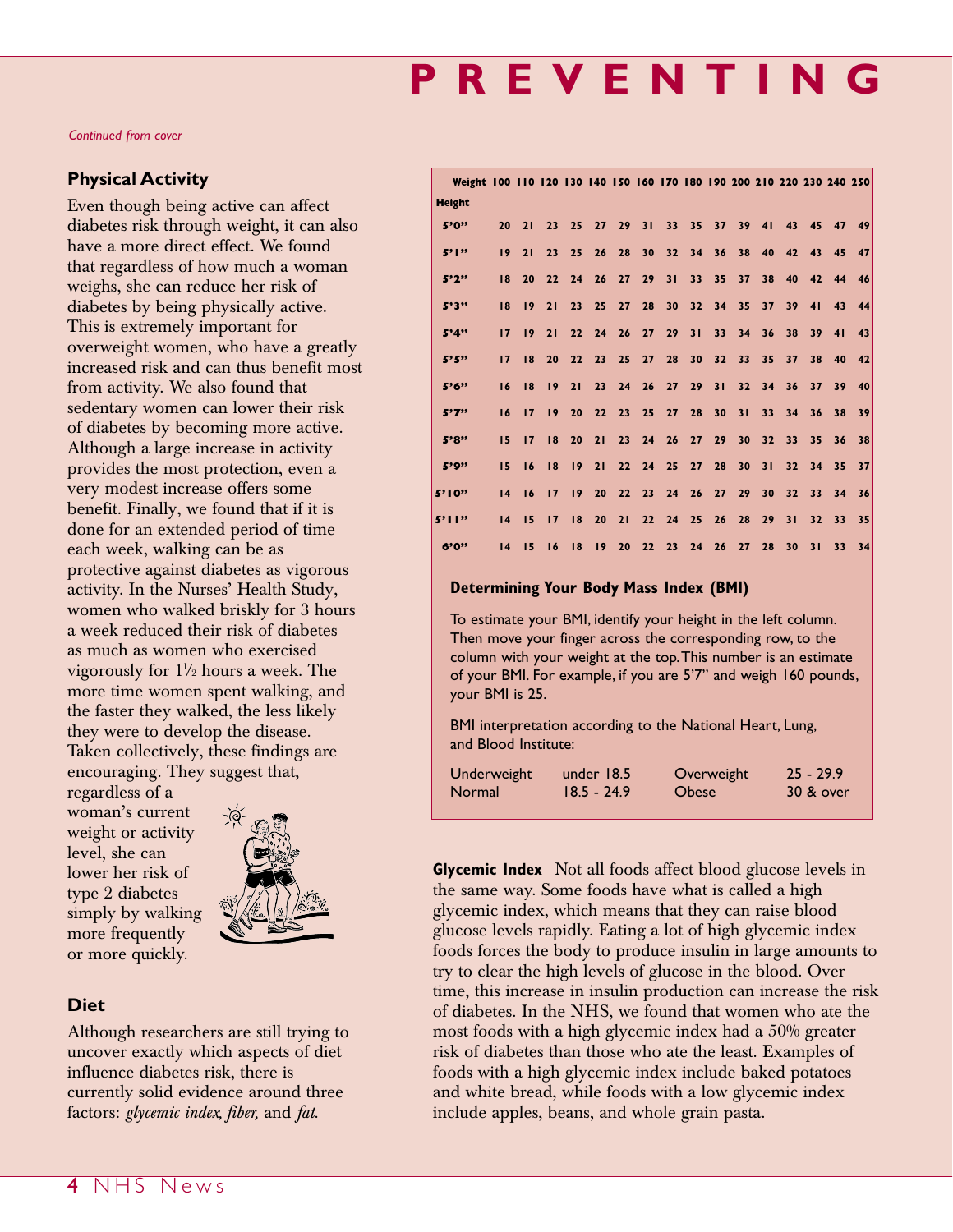# PREVENTING

*Continued from cover*

### Physical Activity

Even though being active can affect diabetes risk through weight, it can also have a more direct effect. We found that regardless of how much a woman weighs, she can reduce her risk of diabetes by being physically active. This is extremely important for overweight women, who have a greatly increased risk and can thus benefit most from activity. We also found that sedentary women can lower their risk of diabetes by becoming more active. Although a large increase in activity provides the most protection, even a very modest increase offers some benefit. Finally, we found that if it is done for an extended period of time each week, walking can be as protective against diabetes as vigorous activity. In the Nurses' Health Study, women who walked briskly for 3 hours a week reduced their risk of diabetes as much as women who exercised vigorously for 1½ hours a week. The more time women spent walking, and the faster they walked, the less likely they were to develop the disease. Taken collectively, these findings are encouraging. They suggest that, regardless of a woman's current weight or activity level, she can lower her risk of type 2 diabetes simply by walking more frequently or more quickly.

### Diet

Although researchers are still trying to uncover exactly which aspects of diet influence diabetes risk, there is currently solid evidence around three factors: *glycemic index, fiber,* and *fat.*

| Height \ Weight | 100 | 110 | 120 | 130 | 140 | 150 | 160 | 170 | 180 | 190 | 200 | 210 | 220 | 230 | 240 | 250 |
|---|---|---|---|---|---|---|---|---|---|---|---|---|---|---|---|---|
| 5'0" | 20 | 21 | 23 | 25 | 27 | 29 | 31 | 33 | 35 | 37 | 39 | 41 | 43 | 45 | 47 | 49 |
| 5'1" | 19 | 21 | 23 | 25 | 26 | 28 | 30 | 32 | 34 | 36 | 38 | 40 | 42 | 43 | 45 | 47 |
| 5'2" | 18 | 20 | 22 | 24 | 26 | 27 | 29 | 31 | 33 | 35 | 37 | 38 | 40 | 42 | 44 | 46 |
| 5'3" | 18 | 19 | 21 | 23 | 25 | 27 | 28 | 30 | 32 | 34 | 35 | 37 | 39 | 41 | 43 | 44 |
| 5'4" | 17 | 19 | 21 | 22 | 24 | 26 | 27 | 29 | 31 | 33 | 34 | 36 | 38 | 39 | 41 | 43 |
| 5'5" | 17 | 18 | 20 | 22 | 23 | 25 | 27 | 28 | 30 | 32 | 33 | 35 | 37 | 38 | 40 | 42 |
| 5'6" | 16 | 18 | 19 | 21 | 23 | 24 | 26 | 27 | 29 | 31 | 32 | 34 | 36 | 37 | 39 | 40 |
| 5'7" | 16 | 17 | 19 | 20 | 22 | 23 | 25 | 27 | 28 | 30 | 31 | 33 | 34 | 36 | 38 | 39 |
| 5'8" | 15 | 17 | 18 | 20 | 21 | 23 | 24 | 26 | 27 | 29 | 30 | 32 | 33 | 35 | 36 | 38 |
| 5'9" | 15 | 16 | 18 | 19 | 21 | 22 | 24 | 25 | 27 | 28 | 30 | 31 | 32 | 34 | 35 | 37 |
| 5'10" | 14 | 16 | 17 | 19 | 20 | 22 | 23 | 24 | 26 | 27 | 29 | 30 | 32 | 33 | 34 | 36 |
| 5'11" | 14 | 15 | 17 | 18 | 20 | 21 | 22 | 24 | 25 | 26 | 28 | 29 | 31 | 32 | 33 | 35 |
| 6'0" | 14 | 15 | 16 | 18 | 19 | 20 | 22 | 23 | 24 | 26 | 27 | 28 | 30 | 31 | 33 | 34 |

**Determining Your Body Mass Index (BMI)**

To estimate your BMI, identify your height in the left column. Then move your finger across the corresponding row, to the column with your weight at the top. This number is an estimate of your BMI. For example, if you are 5'7" and weigh 160 pounds, your BMI is 25.

BMI interpretation according to the National Heart, Lung, and Blood Institute:

| | | | |
|---|---|---|---|
| Underweight | under 18.5 | Overweight | 25 - 29.9 |
| Normal | 18.5 - 24.9 | Obese | 30 & over |

**Glycemic Index** Not all foods affect blood glucose levels in the same way. Some foods have what is called a high glycemic index, which means that they can raise blood glucose levels rapidly. Eating a lot of high glycemic index foods forces the body to produce insulin in large amounts to try to clear the high levels of glucose in the blood. Over time, this increase in insulin production can increase the risk of diabetes. In the NHS, we found that women who ate the most foods with a high glycemic index had a 50% greater risk of diabetes than those who ate the least. Examples of foods with a high glycemic index include baked potatoes and white bread, while foods with a low glycemic index include apples, beans, and whole grain pasta.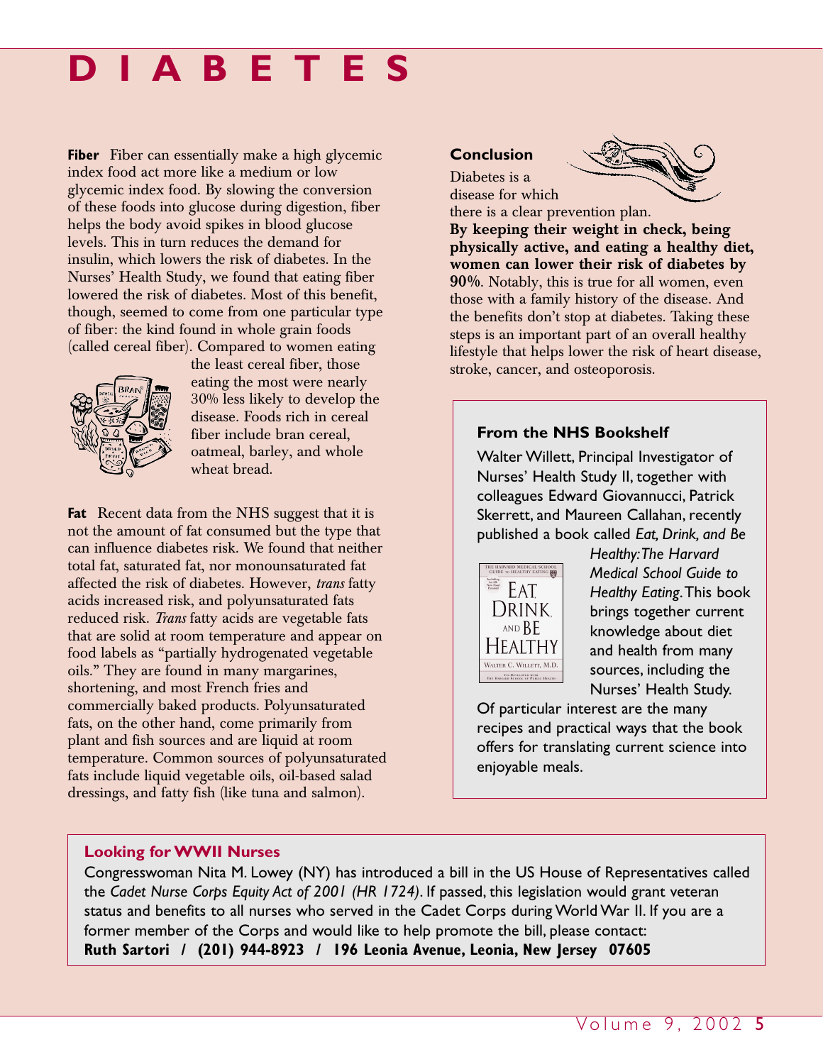# DIABETES

**Fiber** Fiber can essentially make a high glycemic index food act more like a medium or low glycemic index food. By slowing the conversion of these foods into glucose during digestion, fiber helps the body avoid spikes in blood glucose levels. This in turn reduces the demand for insulin, which lowers the risk of diabetes. In the Nurses' Health Study, we found that eating fiber lowered the risk of diabetes. Most of this benefit, though, seemed to come from one particular type of fiber: the kind found in whole grain foods (called cereal fiber). Compared to women eating the least cereal fiber, those eating the most were nearly 30% less likely to develop the disease. Foods rich in cereal fiber include bran cereal, oatmeal, barley, and whole wheat bread.

**Fat** Recent data from the NHS suggest that it is not the amount of fat consumed but the type that can influence diabetes risk. We found that neither total fat, saturated fat, nor monounsaturated fat affected the risk of diabetes. However, *trans* fatty acids increased risk, and polyunsaturated fats reduced risk. *Trans* fatty acids are vegetable fats that are solid at room temperature and appear on food labels as "partially hydrogenated vegetable oils." They are found in many margarines, shortening, and most French fries and commercially baked products. Polyunsaturated fats, on the other hand, come primarily from plant and fish sources and are liquid at room temperature. Common sources of polyunsaturated fats include liquid vegetable oils, oil-based salad dressings, and fatty fish (like tuna and salmon).

**Conclusion**

Diabetes is a disease for which there is a clear prevention plan. **By keeping their weight in check, being physically active, and eating a healthy diet, women can lower their risk of diabetes by 90%**. Notably, this is true for all women, even those with a family history of the disease. And the benefits don't stop at diabetes. Taking these steps is an important part of an overall healthy lifestyle that helps lower the risk of heart disease, stroke, cancer, and osteoporosis.

### From the NHS Bookshelf

Walter Willett, Principal Investigator of Nurses' Health Study II, together with colleagues Edward Giovannucci, Patrick Skerrett, and Maureen Callahan, recently published a book called *Eat, Drink, and Be Healthy: The Harvard Medical School Guide to Healthy Eating*. This book brings together current knowledge about diet and health from many sources, including the Nurses' Health Study. Of particular interest are the many recipes and practical ways that the book offers for translating current science into enjoyable meals.

### Looking for WWII Nurses

Congresswoman Nita M. Lowey (NY) has introduced a bill in the US House of Representatives called the *Cadet Nurse Corps Equity Act of 2001 (HR 1724)*. If passed, this legislation would grant veteran status and benefits to all nurses who served in the Cadet Corps during World War II. If you are a former member of the Corps and would like to help promote the bill, please contact:
**Ruth Sartori / (201) 944-8923 / 196 Leonia Avenue, Leonia, New Jersey 07605**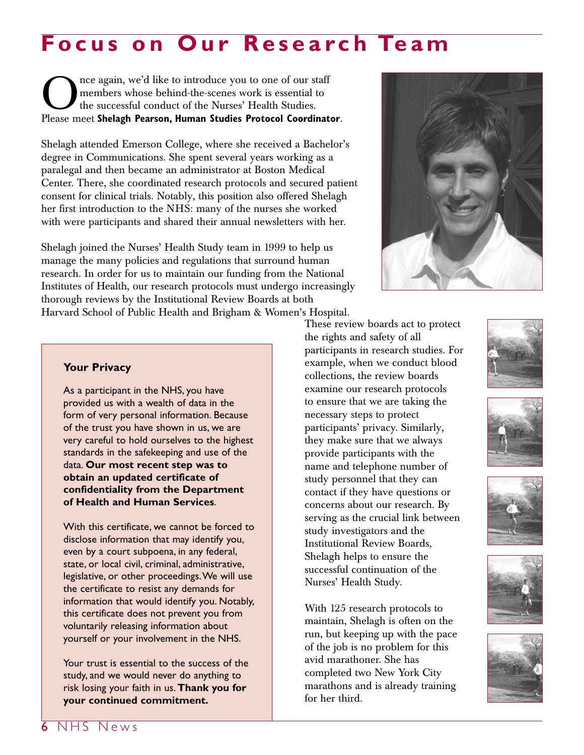# Focus on Our Research Team

Once again, we'd like to introduce you to one of our staff members whose behind-the-scenes work is essential to the successful conduct of the Nurses' Health Studies. Please meet **Shelagh Pearson, Human Studies Protocol Coordinator**.

Shelagh attended Emerson College, where she received a Bachelor's degree in Communications. She spent several years working as a paralegal and then became an administrator at Boston Medical Center. There, she coordinated research protocols and secured patient consent for clinical trials. Notably, this position also offered Shelagh her first introduction to the NHS: many of the nurses she worked with were participants and shared their annual newsletters with her.

Shelagh joined the Nurses' Health Study team in 1999 to help us manage the many policies and regulations that surround human research. In order for us to maintain our funding from the National Institutes of Health, our research protocols must undergo increasingly thorough reviews by the Institutional Review Boards at both Harvard School of Public Health and Brigham & Women's Hospital. These review boards act to protect the rights and safety of all participants in research studies. For example, when we conduct blood collections, the review boards examine our research protocols to ensure that we are taking the necessary steps to protect participants' privacy. Similarly, they make sure that we always provide participants with the name and telephone number of study personnel that they can contact if they have questions or concerns about our research. By serving as the crucial link between study investigators and the Institutional Review Boards, Shelagh helps to ensure the successful continuation of the Nurses' Health Study.

With 125 research protocols to maintain, Shelagh is often on the run, but keeping up with the pace of the job is no problem for this avid marathoner. She has completed two New York City marathons and is already training for her third.

### Your Privacy

As a participant in the NHS, you have provided us with a wealth of data in the form of very personal information. Because of the trust you have shown in us, we are very careful to hold ourselves to the highest standards in the safekeeping and use of the data. **Our most recent step was to obtain an updated certificate of confidentiality from the Department of Health and Human Services**.

With this certificate, we cannot be forced to disclose information that may identify you, even by a court subpoena, in any federal, state, or local civil, criminal, administrative, legislative, or other proceedings. We will use the certificate to resist any demands for information that would identify you. Notably, this certificate does not prevent you from voluntarily releasing information about yourself or your involvement in the NHS.

Your trust is essential to the success of the study, and we would never do anything to risk losing your faith in us. **Thank you for your continued commitment.**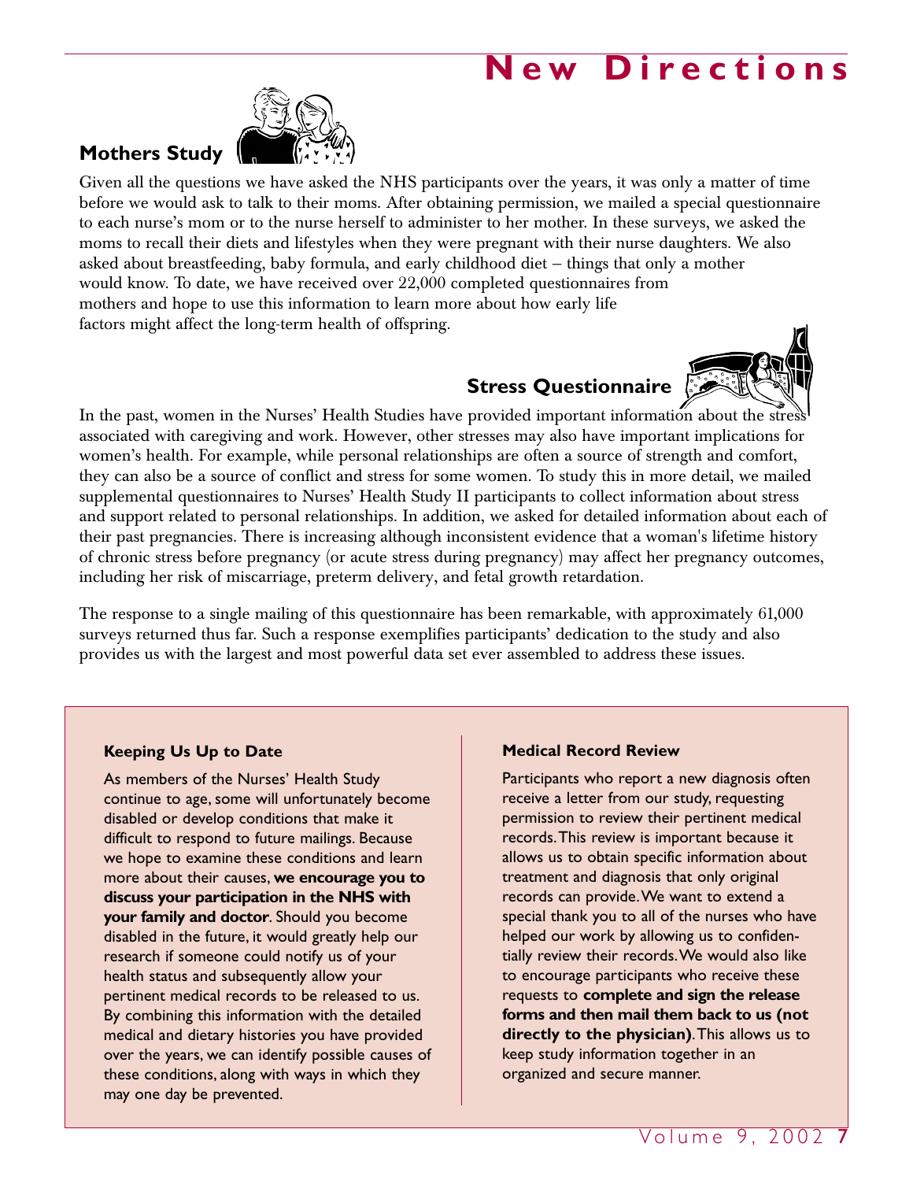# New Directions

## Mothers Study

Given all the questions we have asked the NHS participants over the years, it was only a matter of time before we would ask to talk to their moms. After obtaining permission, we mailed a special questionnaire to each nurse's mom or to the nurse herself to administer to her mother. In these surveys, we asked the moms to recall their diets and lifestyles when they were pregnant with their nurse daughters. We also asked about breastfeeding, baby formula, and early childhood diet – things that only a mother would know. To date, we have received over 22,000 completed questionnaires from mothers and hope to use this information to learn more about how early life factors might affect the long-term health of offspring.

## Stress Questionnaire

In the past, women in the Nurses' Health Studies have provided important information about the stress associated with caregiving and work. However, other stresses may also have important implications for women's health. For example, while personal relationships are often a source of strength and comfort, they can also be a source of conflict and stress for some women. To study this in more detail, we mailed supplemental questionnaires to Nurses' Health Study II participants to collect information about stress and support related to personal relationships. In addition, we asked for detailed information about each of their past pregnancies. There is increasing although inconsistent evidence that a woman's lifetime history of chronic stress before pregnancy (or acute stress during pregnancy) may affect her pregnancy outcomes, including her risk of miscarriage, preterm delivery, and fetal growth retardation.

The response to a single mailing of this questionnaire has been remarkable, with approximately 61,000 surveys returned thus far. Such a response exemplifies participants' dedication to the study and also provides us with the largest and most powerful data set ever assembled to address these issues.

### Keeping Us Up to Date

As members of the Nurses' Health Study continue to age, some will unfortunately become disabled or develop conditions that make it difficult to respond to future mailings. Because we hope to examine these conditions and learn more about their causes, **we encourage you to discuss your participation in the NHS with your family and doctor**. Should you become disabled in the future, it would greatly help our research if someone could notify us of your health status and subsequently allow your pertinent medical records to be released to us. By combining this information with the detailed medical and dietary histories you have provided over the years, we can identify possible causes of these conditions, along with ways in which they may one day be prevented.

### Medical Record Review

Participants who report a new diagnosis often receive a letter from our study, requesting permission to review their pertinent medical records. This review is important because it allows us to obtain specific information about treatment and diagnosis that only original records can provide. We want to extend a special thank you to all of the nurses who have helped our work by allowing us to confidentially review their records. We would also like to encourage participants who receive these requests to **complete and sign the release forms and then mail them back to us (not directly to the physician)**. This allows us to keep study information together in an organized and secure manner.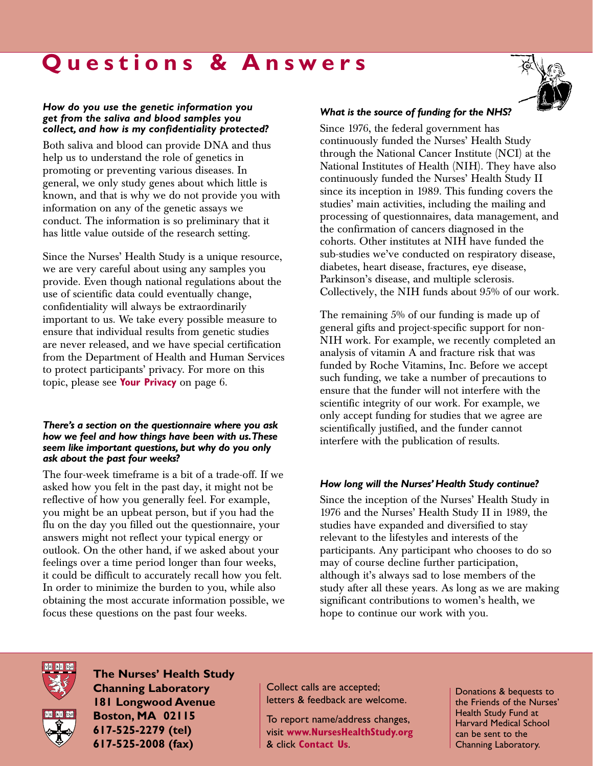# Questions & Answers

***How do you use the genetic information you get from the saliva and blood samples you collect, and how is my confidentiality protected?***

Both saliva and blood can provide DNA and thus help us to understand the role of genetics in promoting or preventing various diseases. In general, we only study genes about which little is known, and that is why we do not provide you with information on any of the genetic assays we conduct. The information is so preliminary that it has little value outside of the research setting.

Since the Nurses' Health Study is a unique resource, we are very careful about using any samples you provide. Even though national regulations about the use of scientific data could eventually change, confidentiality will always be extraordinarily important to us. We take every possible measure to ensure that individual results from genetic studies are never released, and we have special certification from the Department of Health and Human Services to protect participants' privacy. For more on this topic, please see **Your Privacy** on page 6.

***There's a section on the questionnaire where you ask how we feel and how things have been with us. These seem like important questions, but why do you only ask about the past four weeks?***

The four-week timeframe is a bit of a trade-off. If we asked how you felt in the past day, it might not be reflective of how you generally feel. For example, you might be an upbeat person, but if you had the flu on the day you filled out the questionnaire, your answers might not reflect your typical energy or outlook. On the other hand, if we asked about your feelings over a time period longer than four weeks, it could be difficult to accurately recall how you felt. In order to minimize the burden to you, while also obtaining the most accurate information possible, we focus these questions on the past four weeks.

***What is the source of funding for the NHS?***

Since 1976, the federal government has continuously funded the Nurses' Health Study through the National Cancer Institute (NCI) at the National Institutes of Health (NIH). They have also continuously funded the Nurses' Health Study II since its inception in 1989. This funding covers the studies' main activities, including the mailing and processing of questionnaires, data management, and the confirmation of cancers diagnosed in the cohorts. Other institutes at NIH have funded the sub-studies we've conducted on respiratory disease, diabetes, heart disease, fractures, eye disease, Parkinson's disease, and multiple sclerosis. Collectively, the NIH funds about 95% of our work.

The remaining 5% of our funding is made up of general gifts and project-specific support for non-NIH work. For example, we recently completed an analysis of vitamin A and fracture risk that was funded by Roche Vitamins, Inc. Before we accept such funding, we take a number of precautions to ensure that the funder will not interfere with the scientific integrity of our work. For example, we only accept funding for studies that we agree are scientifically justified, and the funder cannot interfere with the publication of results.

***How long will the Nurses' Health Study continue?***

Since the inception of the Nurses' Health Study in 1976 and the Nurses' Health Study II in 1989, the studies have expanded and diversified to stay relevant to the lifestyles and interests of the participants. Any participant who chooses to do so may of course decline further participation, although it's always sad to lose members of the study after all these years. As long as we are making significant contributions to women's health, we hope to continue our work with you.

**The Nurses' Health Study**
**Channing Laboratory**
**181 Longwood Avenue**
**Boston, MA 02115**
**617-525-2279 (tel)**
**617-525-2008 (fax)**

Collect calls are accepted; letters & feedback are welcome.

To report name/address changes, visit **www.NursesHealthStudy.org** & click **Contact Us**.

Donations & bequests to the Friends of the Nurses' Health Study Fund at Harvard Medical School can be sent to the Channing Laboratory.